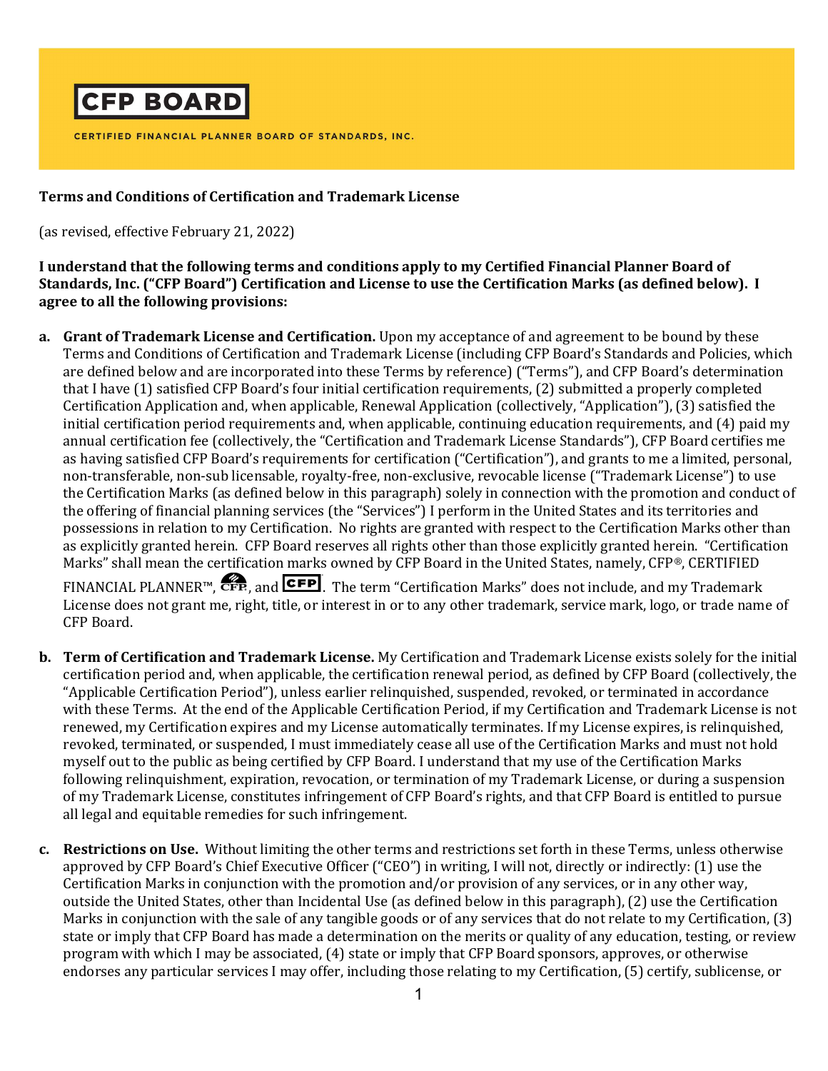**CFP BOARD**

CERTIFIED FINANCIAL PLANNER BOARD OF STANDARDS, INC.

**Terms and Conditions of Certification and Trademark License**

(as revised, effective February 21, 2022)

**I understand that the following terms and conditions apply to my Certified Financial Planner Board of Standards, Inc. ("CFP Board") Certification and License to use the Certification Marks (as defined below). I agree to all the following provisions:**

a. **Grant of Trademark License and Certification.** Upon my acceptance of and agreement to be bound by these Terms and Conditions of Certification and Trademark License (including CFP Board's Standards and Policies, which are defined below and are incorporated into these Terms by reference) ("Terms"), and CFP Board's determination that I have (1) satisfied CFP Board's four initial certification requirements, (2) submitted a properly completed Certification Application and, when applicable, Renewal Application (collectively, "Application"), (3) satisfied the initial certification period requirements and, when applicable, continuing education requirements, and (4) paid my annual certification fee (collectively, the "Certification and Trademark License Standards"), CFP Board certifies me as having satisfied CFP Board's requirements for certification ("Certification"), and grants to me a limited, personal, non-transferable, non-sub licensable, royalty-free, non-exclusive, revocable license ("Trademark License") to use the Certification Marks (as defined below in this paragraph) solely in connection with the promotion and conduct of the offering of financial planning services (the "Services") I perform in the United States and its territories and possessions in relation to my Certification. No rights are granted with respect to the Certification Marks other than as explicitly granted herein. CFP Board reserves all rights other than those explicitly granted herein. "Certification Marks" shall mean the certification marks owned by CFP Board in the United States, namely, CFP®, CERTIFIED FINANCIAL PLANNER™, CFP, and CFP. The term "Certification Marks" does not include, and my Trademark License does not grant me, right, title, or interest in or to any other trademark, service mark, logo, or trade name of CFP Board.

b. **Term of Certification and Trademark License.** My Certification and Trademark License exists solely for the initial certification period and, when applicable, the certification renewal period, as defined by CFP Board (collectively, the "Applicable Certification Period"), unless earlier relinquished, suspended, revoked, or terminated in accordance with these Terms. At the end of the Applicable Certification Period, if my Certification and Trademark License is not renewed, my Certification expires and my License automatically terminates. If my License expires, is relinquished, revoked, terminated, or suspended, I must immediately cease all use of the Certification Marks and must not hold myself out to the public as being certified by CFP Board. I understand that my use of the Certification Marks following relinquishment, expiration, revocation, or termination of my Trademark License, or during a suspension of my Trademark License, constitutes infringement of CFP Board's rights, and that CFP Board is entitled to pursue all legal and equitable remedies for such infringement.

c. **Restrictions on Use.** Without limiting the other terms and restrictions set forth in these Terms, unless otherwise approved by CFP Board's Chief Executive Officer ("CEO") in writing, I will not, directly or indirectly: (1) use the Certification Marks in conjunction with the promotion and/or provision of any services, or in any other way, outside the United States, other than Incidental Use (as defined below in this paragraph), (2) use the Certification Marks in conjunction with the sale of any tangible goods or of any services that do not relate to my Certification, (3) state or imply that CFP Board has made a determination on the merits or quality of any education, testing, or review program with which I may be associated, (4) state or imply that CFP Board sponsors, approves, or otherwise endorses any particular services I may offer, including those relating to my Certification, (5) certify, sublicense, or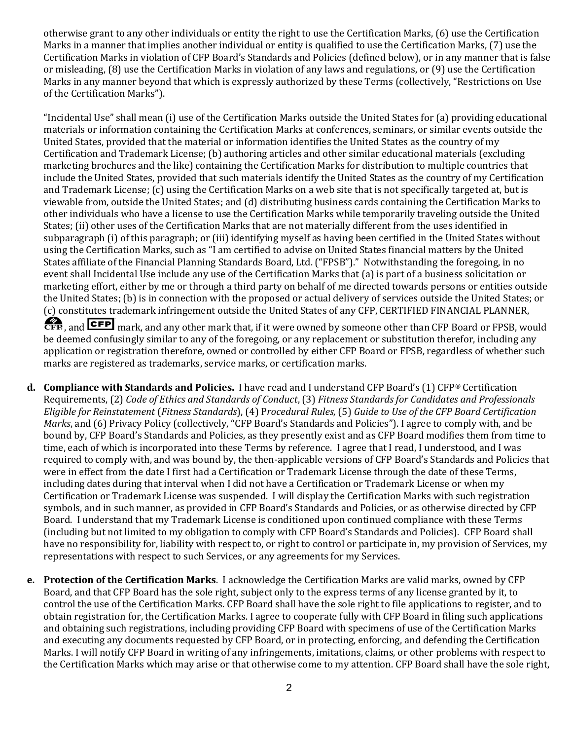otherwise grant to any other individuals or entity the right to use the Certification Marks, (6) use the Certification Marks in a manner that implies another individual or entity is qualified to use the Certification Marks, (7) use the Certification Marks in violation of CFP Board's Standards and Policies (defined below), or in any manner that is false or misleading, (8) use the Certification Marks in violation of any laws and regulations, or (9) use the Certification Marks in any manner beyond that which is expressly authorized by these Terms (collectively, "Restrictions on Use of the Certification Marks").

"Incidental Use" shall mean (i) use of the Certification Marks outside the United States for (a) providing educational materials or information containing the Certification Marks at conferences, seminars, or similar events outside the United States, provided that the material or information identifies the United States as the country of my Certification and Trademark License; (b) authoring articles and other similar educational materials (excluding marketing brochures and the like) containing the Certification Marks for distribution to multiple countries that include the United States, provided that such materials identify the United States as the country of my Certification and Trademark License; (c) using the Certification Marks on a web site that is not specifically targeted at, but is viewable from, outside the United States; and (d) distributing business cards containing the Certification Marks to other individuals who have a license to use the Certification Marks while temporarily traveling outside the United States; (ii) other uses of the Certification Marks that are not materially different from the uses identified in subparagraph (i) of this paragraph; or (iii) identifying myself as having been certified in the United States without using the Certification Marks, such as "I am certified to advise on United States financial matters by the United States affiliate of the Financial Planning Standards Board, Ltd. ("FPSB")." Notwithstanding the foregoing, in no event shall Incidental Use include any use of the Certification Marks that (a) is part of a business solicitation or marketing effort, either by me or through a third party on behalf of me directed towards persons or entities outside the United States; (b) is in connection with the proposed or actual delivery of services outside the United States; or (c) constitutes trademark infringement outside the United States of any CFP, CERTIFIED FINANCIAL PLANNER, CFP, and CFP mark, and any other mark that, if it were owned by someone other than CFP Board or FPSB, would be deemed confusingly similar to any of the foregoing, or any replacement or substitution therefor, including any application or registration therefore, owned or controlled by either CFP Board or FPSB, regardless of whether such marks are registered as trademarks, service marks, or certification marks.

**d. Compliance with Standards and Policies.** I have read and I understand CFP Board's (1) CFP® Certification Requirements, (2) *Code of Ethics and Standards of Conduct*, (3) *Fitness Standards for Candidates and Professionals Eligible for Reinstatement* (*Fitness Standards*), (4) *Procedural Rules,* (5) *Guide to Use of the CFP Board Certification Marks*, and (6) Privacy Policy (collectively, "CFP Board's Standards and Policies"). I agree to comply with, and be bound by, CFP Board's Standards and Policies, as they presently exist and as CFP Board modifies them from time to time, each of which is incorporated into these Terms by reference. I agree that I read, I understood, and I was required to comply with, and was bound by, the then-applicable versions of CFP Board's Standards and Policies that were in effect from the date I first had a Certification or Trademark License through the date of these Terms, including dates during that interval when I did not have a Certification or Trademark License or when my Certification or Trademark License was suspended. I will display the Certification Marks with such registration symbols, and in such manner, as provided in CFP Board's Standards and Policies, or as otherwise directed by CFP Board. I understand that my Trademark License is conditioned upon continued compliance with these Terms (including but not limited to my obligation to comply with CFP Board's Standards and Policies). CFP Board shall have no responsibility for, liability with respect to, or right to control or participate in, my provision of Services, my representations with respect to such Services, or any agreements for my Services.

**e. Protection of the Certification Marks**. I acknowledge the Certification Marks are valid marks, owned by CFP Board, and that CFP Board has the sole right, subject only to the express terms of any license granted by it, to control the use of the Certification Marks. CFP Board shall have the sole right to file applications to register, and to obtain registration for, the Certification Marks. I agree to cooperate fully with CFP Board in filing such applications and obtaining such registrations, including providing CFP Board with specimens of use of the Certification Marks and executing any documents requested by CFP Board, or in protecting, enforcing, and defending the Certification Marks. I will notify CFP Board in writing of any infringements, imitations, claims, or other problems with respect to the Certification Marks which may arise or that otherwise come to my attention. CFP Board shall have the sole right,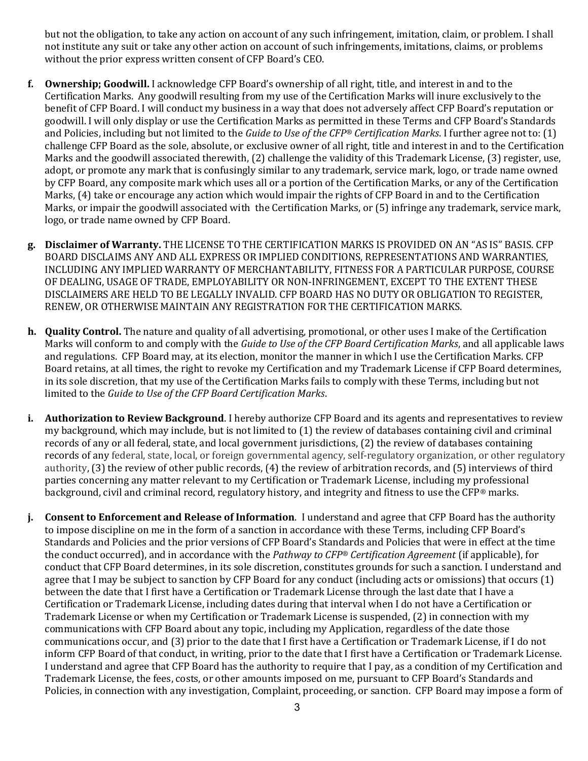but not the obligation, to take any action on account of any such infringement, imitation, claim, or problem. I shall not institute any suit or take any other action on account of such infringements, imitations, claims, or problems without the prior express written consent of CFP Board's CEO.

f. **Ownership; Goodwill.** I acknowledge CFP Board's ownership of all right, title, and interest in and to the Certification Marks. Any goodwill resulting from my use of the Certification Marks will inure exclusively to the benefit of CFP Board. I will conduct my business in a way that does not adversely affect CFP Board's reputation or goodwill. I will only display or use the Certification Marks as permitted in these Terms and CFP Board's Standards and Policies, including but not limited to the *Guide to Use of the CFP® Certification Marks*. I further agree not to: (1) challenge CFP Board as the sole, absolute, or exclusive owner of all right, title and interest in and to the Certification Marks and the goodwill associated therewith, (2) challenge the validity of this Trademark License, (3) register, use, adopt, or promote any mark that is confusingly similar to any trademark, service mark, logo, or trade name owned by CFP Board, any composite mark which uses all or a portion of the Certification Marks, or any of the Certification Marks, (4) take or encourage any action which would impair the rights of CFP Board in and to the Certification Marks, or impair the goodwill associated with the Certification Marks, or (5) infringe any trademark, service mark, logo, or trade name owned by CFP Board.

g. **Disclaimer of Warranty.** THE LICENSE TO THE CERTIFICATION MARKS IS PROVIDED ON AN "AS IS" BASIS. CFP BOARD DISCLAIMS ANY AND ALL EXPRESS OR IMPLIED CONDITIONS, REPRESENTATIONS AND WARRANTIES, INCLUDING ANY IMPLIED WARRANTY OF MERCHANTABILITY, FITNESS FOR A PARTICULAR PURPOSE, COURSE OF DEALING, USAGE OF TRADE, EMPLOYABILITY OR NON-INFRINGEMENT, EXCEPT TO THE EXTENT THESE DISCLAIMERS ARE HELD TO BE LEGALLY INVALID. CFP BOARD HAS NO DUTY OR OBLIGATION TO REGISTER, RENEW, OR OTHERWISE MAINTAIN ANY REGISTRATION FOR THE CERTIFICATION MARKS.

h. **Quality Control.** The nature and quality of all advertising, promotional, or other uses I make of the Certification Marks will conform to and comply with the *Guide to Use of the CFP Board Certification Marks*, and all applicable laws and regulations. CFP Board may, at its election, monitor the manner in which I use the Certification Marks. CFP Board retains, at all times, the right to revoke my Certification and my Trademark License if CFP Board determines, in its sole discretion, that my use of the Certification Marks fails to comply with these Terms, including but not limited to the *Guide to Use of the CFP Board Certification Marks*.

i. **Authorization to Review Background**. I hereby authorize CFP Board and its agents and representatives to review my background, which may include, but is not limited to (1) the review of databases containing civil and criminal records of any or all federal, state, and local government jurisdictions, (2) the review of databases containing records of any federal, state, local, or foreign governmental agency, self-regulatory organization, or other regulatory authority, (3) the review of other public records, (4) the review of arbitration records, and (5) interviews of third parties concerning any matter relevant to my Certification or Trademark License, including my professional background, civil and criminal record, regulatory history, and integrity and fitness to use the CFP® marks.

j. **Consent to Enforcement and Release of Information**. I understand and agree that CFP Board has the authority to impose discipline on me in the form of a sanction in accordance with these Terms, including CFP Board's Standards and Policies and the prior versions of CFP Board's Standards and Policies that were in effect at the time the conduct occurred), and in accordance with the *Pathway to CFP® Certification Agreement* (if applicable), for conduct that CFP Board determines, in its sole discretion, constitutes grounds for such a sanction. I understand and agree that I may be subject to sanction by CFP Board for any conduct (including acts or omissions) that occurs (1) between the date that I first have a Certification or Trademark License through the last date that I have a Certification or Trademark License, including dates during that interval when I do not have a Certification or Trademark License or when my Certification or Trademark License is suspended, (2) in connection with my communications with CFP Board about any topic, including my Application, regardless of the date those communications occur, and (3) prior to the date that I first have a Certification or Trademark License, if I do not inform CFP Board of that conduct, in writing, prior to the date that I first have a Certification or Trademark License. I understand and agree that CFP Board has the authority to require that I pay, as a condition of my Certification and Trademark License, the fees, costs, or other amounts imposed on me, pursuant to CFP Board's Standards and Policies, in connection with any investigation, Complaint, proceeding, or sanction. CFP Board may impose a form of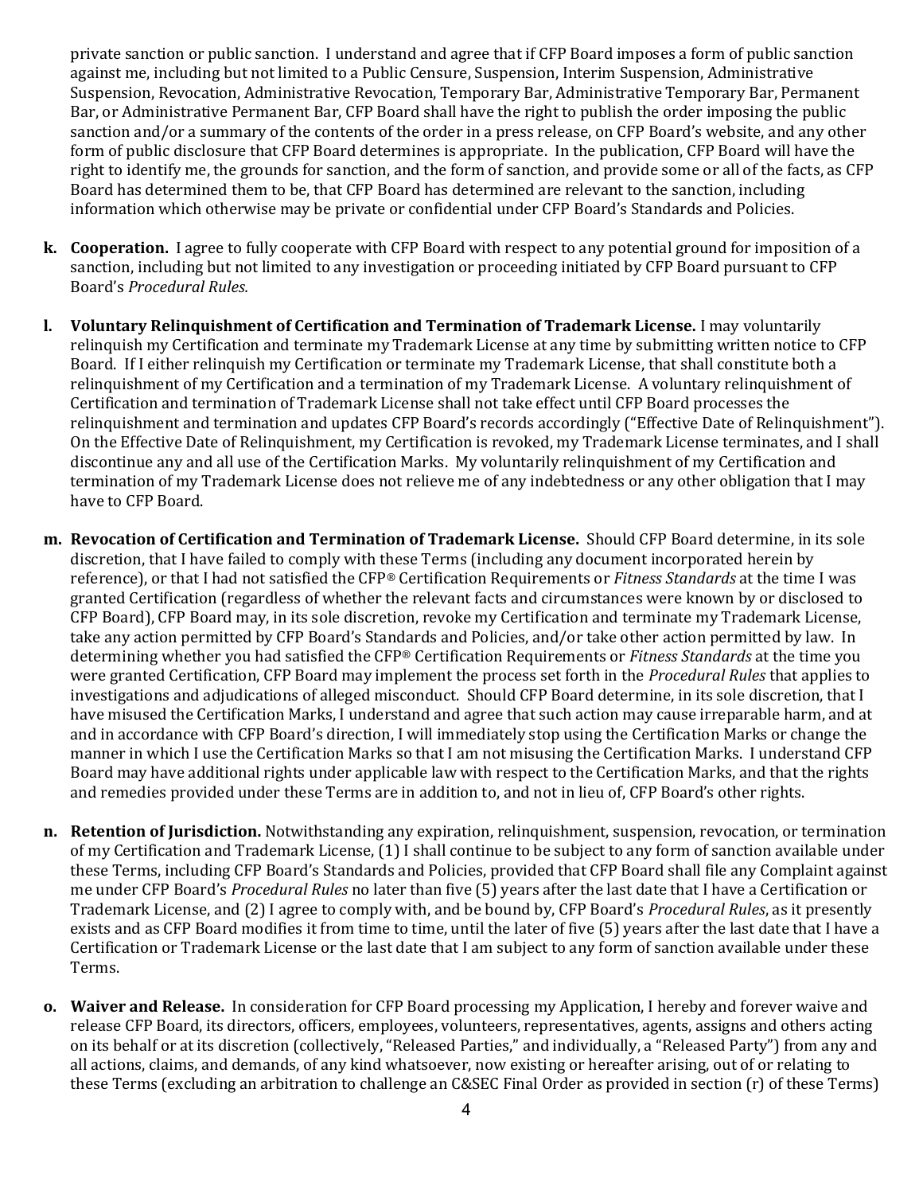private sanction or public sanction. I understand and agree that if CFP Board imposes a form of public sanction against me, including but not limited to a Public Censure, Suspension, Interim Suspension, Administrative Suspension, Revocation, Administrative Revocation, Temporary Bar, Administrative Temporary Bar, Permanent Bar, or Administrative Permanent Bar, CFP Board shall have the right to publish the order imposing the public sanction and/or a summary of the contents of the order in a press release, on CFP Board's website, and any other form of public disclosure that CFP Board determines is appropriate. In the publication, CFP Board will have the right to identify me, the grounds for sanction, and the form of sanction, and provide some or all of the facts, as CFP Board has determined them to be, that CFP Board has determined are relevant to the sanction, including information which otherwise may be private or confidential under CFP Board's Standards and Policies.

**k. Cooperation.** I agree to fully cooperate with CFP Board with respect to any potential ground for imposition of a sanction, including but not limited to any investigation or proceeding initiated by CFP Board pursuant to CFP Board's *Procedural Rules.*

**l. Voluntary Relinquishment of Certification and Termination of Trademark License.** I may voluntarily relinquish my Certification and terminate my Trademark License at any time by submitting written notice to CFP Board. If I either relinquish my Certification or terminate my Trademark License, that shall constitute both a relinquishment of my Certification and a termination of my Trademark License. A voluntary relinquishment of Certification and termination of Trademark License shall not take effect until CFP Board processes the relinquishment and termination and updates CFP Board's records accordingly ("Effective Date of Relinquishment"). On the Effective Date of Relinquishment, my Certification is revoked, my Trademark License terminates, and I shall discontinue any and all use of the Certification Marks. My voluntarily relinquishment of my Certification and termination of my Trademark License does not relieve me of any indebtedness or any other obligation that I may have to CFP Board.

**m. Revocation of Certification and Termination of Trademark License.** Should CFP Board determine, in its sole discretion, that I have failed to comply with these Terms (including any document incorporated herein by reference), or that I had not satisfied the CFP® Certification Requirements or *Fitness Standards* at the time I was granted Certification (regardless of whether the relevant facts and circumstances were known by or disclosed to CFP Board), CFP Board may, in its sole discretion, revoke my Certification and terminate my Trademark License, take any action permitted by CFP Board's Standards and Policies, and/or take other action permitted by law. In determining whether you had satisfied the CFP® Certification Requirements or *Fitness Standards* at the time you were granted Certification, CFP Board may implement the process set forth in the *Procedural Rules* that applies to investigations and adjudications of alleged misconduct. Should CFP Board determine, in its sole discretion, that I have misused the Certification Marks, I understand and agree that such action may cause irreparable harm, and at and in accordance with CFP Board's direction, I will immediately stop using the Certification Marks or change the manner in which I use the Certification Marks so that I am not misusing the Certification Marks. I understand CFP Board may have additional rights under applicable law with respect to the Certification Marks, and that the rights and remedies provided under these Terms are in addition to, and not in lieu of, CFP Board's other rights.

**n. Retention of Jurisdiction.** Notwithstanding any expiration, relinquishment, suspension, revocation, or termination of my Certification and Trademark License, (1) I shall continue to be subject to any form of sanction available under these Terms, including CFP Board's Standards and Policies, provided that CFP Board shall file any Complaint against me under CFP Board's *Procedural Rules* no later than five (5) years after the last date that I have a Certification or Trademark License, and (2) I agree to comply with, and be bound by, CFP Board's *Procedural Rules*, as it presently exists and as CFP Board modifies it from time to time, until the later of five (5) years after the last date that I have a Certification or Trademark License or the last date that I am subject to any form of sanction available under these Terms.

**o. Waiver and Release.** In consideration for CFP Board processing my Application, I hereby and forever waive and release CFP Board, its directors, officers, employees, volunteers, representatives, agents, assigns and others acting on its behalf or at its discretion (collectively, "Released Parties," and individually, a "Released Party") from any and all actions, claims, and demands, of any kind whatsoever, now existing or hereafter arising, out of or relating to these Terms (excluding an arbitration to challenge an C&SEC Final Order as provided in section (r) of these Terms)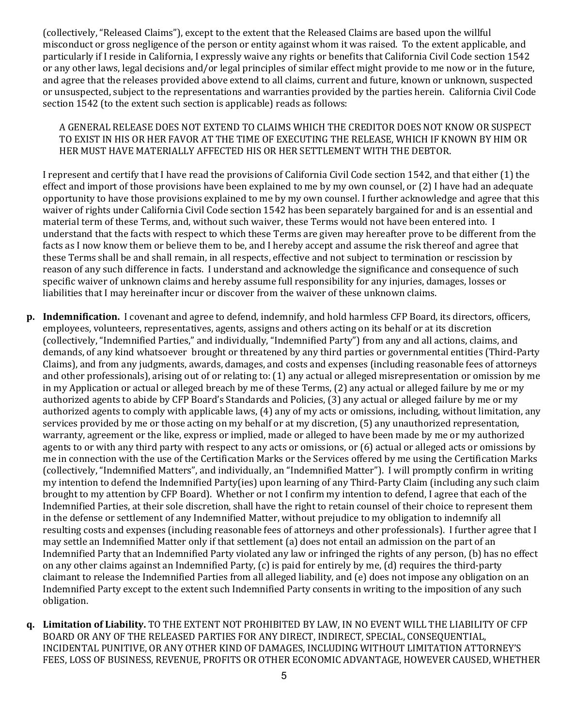(collectively, "Released Claims"), except to the extent that the Released Claims are based upon the willful misconduct or gross negligence of the person or entity against whom it was raised. To the extent applicable, and particularly if I reside in California, I expressly waive any rights or benefits that California Civil Code section 1542 or any other laws, legal decisions and/or legal principles of similar effect might provide to me now or in the future, and agree that the releases provided above extend to all claims, current and future, known or unknown, suspected or unsuspected, subject to the representations and warranties provided by the parties herein. California Civil Code section 1542 (to the extent such section is applicable) reads as follows:

> A GENERAL RELEASE DOES NOT EXTEND TO CLAIMS WHICH THE CREDITOR DOES NOT KNOW OR SUSPECT TO EXIST IN HIS OR HER FAVOR AT THE TIME OF EXECUTING THE RELEASE, WHICH IF KNOWN BY HIM OR HER MUST HAVE MATERIALLY AFFECTED HIS OR HER SETTLEMENT WITH THE DEBTOR.

I represent and certify that I have read the provisions of California Civil Code section 1542, and that either (1) the effect and import of those provisions have been explained to me by my own counsel, or (2) I have had an adequate opportunity to have those provisions explained to me by my own counsel. I further acknowledge and agree that this waiver of rights under California Civil Code section 1542 has been separately bargained for and is an essential and material term of these Terms, and, without such waiver, these Terms would not have been entered into. I understand that the facts with respect to which these Terms are given may hereafter prove to be different from the facts as I now know them or believe them to be, and I hereby accept and assume the risk thereof and agree that these Terms shall be and shall remain, in all respects, effective and not subject to termination or rescission by reason of any such difference in facts. I understand and acknowledge the significance and consequence of such specific waiver of unknown claims and hereby assume full responsibility for any injuries, damages, losses or liabilities that I may hereinafter incur or discover from the waiver of these unknown claims.

**p. Indemnification.** I covenant and agree to defend, indemnify, and hold harmless CFP Board, its directors, officers, employees, volunteers, representatives, agents, assigns and others acting on its behalf or at its discretion (collectively, "Indemnified Parties," and individually, "Indemnified Party") from any and all actions, claims, and demands, of any kind whatsoever brought or threatened by any third parties or governmental entities (Third-Party Claims), and from any judgments, awards, damages, and costs and expenses (including reasonable fees of attorneys and other professionals), arising out of or relating to: (1) any actual or alleged misrepresentation or omission by me in my Application or actual or alleged breach by me of these Terms, (2) any actual or alleged failure by me or my authorized agents to abide by CFP Board's Standards and Policies, (3) any actual or alleged failure by me or my authorized agents to comply with applicable laws, (4) any of my acts or omissions, including, without limitation, any services provided by me or those acting on my behalf or at my discretion, (5) any unauthorized representation, warranty, agreement or the like, express or implied, made or alleged to have been made by me or my authorized agents to or with any third party with respect to any acts or omissions, or (6) actual or alleged acts or omissions by me in connection with the use of the Certification Marks or the Services offered by me using the Certification Marks (collectively, "Indemnified Matters", and individually, an "Indemnified Matter"). I will promptly confirm in writing my intention to defend the Indemnified Party(ies) upon learning of any Third-Party Claim (including any such claim brought to my attention by CFP Board). Whether or not I confirm my intention to defend, I agree that each of the Indemnified Parties, at their sole discretion, shall have the right to retain counsel of their choice to represent them in the defense or settlement of any Indemnified Matter, without prejudice to my obligation to indemnify all resulting costs and expenses (including reasonable fees of attorneys and other professionals). I further agree that I may settle an Indemnified Matter only if that settlement (a) does not entail an admission on the part of an Indemnified Party that an Indemnified Party violated any law or infringed the rights of any person, (b) has no effect on any other claims against an Indemnified Party, (c) is paid for entirely by me, (d) requires the third-party claimant to release the Indemnified Parties from all alleged liability, and (e) does not impose any obligation on an Indemnified Party except to the extent such Indemnified Party consents in writing to the imposition of any such obligation.

**q. Limitation of Liability.** TO THE EXTENT NOT PROHIBITED BY LAW, IN NO EVENT WILL THE LIABILITY OF CFP BOARD OR ANY OF THE RELEASED PARTIES FOR ANY DIRECT, INDIRECT, SPECIAL, CONSEQUENTIAL, INCIDENTAL PUNITIVE, OR ANY OTHER KIND OF DAMAGES, INCLUDING WITHOUT LIMITATION ATTORNEY'S FEES, LOSS OF BUSINESS, REVENUE, PROFITS OR OTHER ECONOMIC ADVANTAGE, HOWEVER CAUSED, WHETHER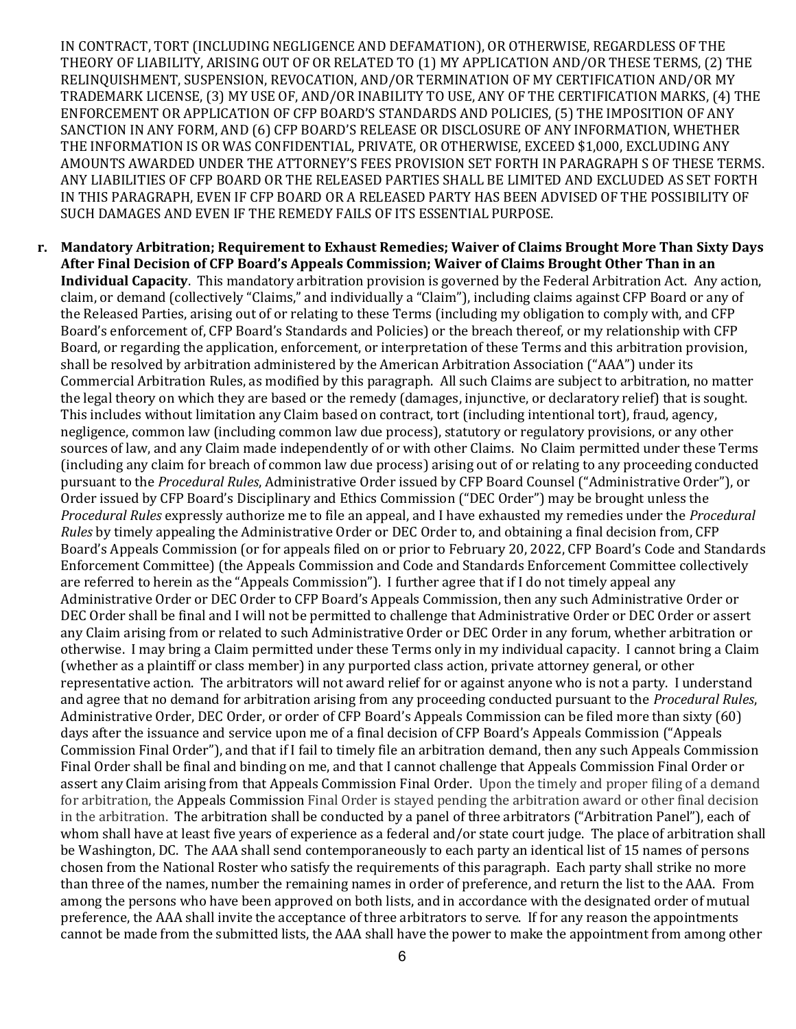IN CONTRACT, TORT (INCLUDING NEGLIGENCE AND DEFAMATION), OR OTHERWISE, REGARDLESS OF THE THEORY OF LIABILITY, ARISING OUT OF OR RELATED TO (1) MY APPLICATION AND/OR THESE TERMS, (2) THE RELINQUISHMENT, SUSPENSION, REVOCATION, AND/OR TERMINATION OF MY CERTIFICATION AND/OR MY TRADEMARK LICENSE, (3) MY USE OF, AND/OR INABILITY TO USE, ANY OF THE CERTIFICATION MARKS, (4) THE ENFORCEMENT OR APPLICATION OF CFP BOARD'S STANDARDS AND POLICIES, (5) THE IMPOSITION OF ANY SANCTION IN ANY FORM, AND (6) CFP BOARD'S RELEASE OR DISCLOSURE OF ANY INFORMATION, WHETHER THE INFORMATION IS OR WAS CONFIDENTIAL, PRIVATE, OR OTHERWISE, EXCEED $1,000, EXCLUDING ANY AMOUNTS AWARDED UNDER THE ATTORNEY'S FEES PROVISION SET FORTH IN PARAGRAPH S OF THESE TERMS. ANY LIABILITIES OF CFP BOARD OR THE RELEASED PARTIES SHALL BE LIMITED AND EXCLUDED AS SET FORTH IN THIS PARAGRAPH, EVEN IF CFP BOARD OR A RELEASED PARTY HAS BEEN ADVISED OF THE POSSIBILITY OF SUCH DAMAGES AND EVEN IF THE REMEDY FAILS OF ITS ESSENTIAL PURPOSE.

**r. Mandatory Arbitration; Requirement to Exhaust Remedies; Waiver of Claims Brought More Than Sixty Days After Final Decision of CFP Board's Appeals Commission; Waiver of Claims Brought Other Than in an Individual Capacity**. This mandatory arbitration provision is governed by the Federal Arbitration Act. Any action, claim, or demand (collectively "Claims," and individually a "Claim"), including claims against CFP Board or any of the Released Parties, arising out of or relating to these Terms (including my obligation to comply with, and CFP Board's enforcement of, CFP Board's Standards and Policies) or the breach thereof, or my relationship with CFP Board, or regarding the application, enforcement, or interpretation of these Terms and this arbitration provision, shall be resolved by arbitration administered by the American Arbitration Association ("AAA") under its Commercial Arbitration Rules, as modified by this paragraph. All such Claims are subject to arbitration, no matter the legal theory on which they are based or the remedy (damages, injunctive, or declaratory relief) that is sought. This includes without limitation any Claim based on contract, tort (including intentional tort), fraud, agency, negligence, common law (including common law due process), statutory or regulatory provisions, or any other sources of law, and any Claim made independently of or with other Claims. No Claim permitted under these Terms (including any claim for breach of common law due process) arising out of or relating to any proceeding conducted pursuant to the *Procedural Rules*, Administrative Order issued by CFP Board Counsel ("Administrative Order"), or Order issued by CFP Board's Disciplinary and Ethics Commission ("DEC Order") may be brought unless the *Procedural Rules* expressly authorize me to file an appeal, and I have exhausted my remedies under the *Procedural Rules* by timely appealing the Administrative Order or DEC Order to, and obtaining a final decision from, CFP Board's Appeals Commission (or for appeals filed on or prior to February 20, 2022, CFP Board's Code and Standards Enforcement Committee) (the Appeals Commission and Code and Standards Enforcement Committee collectively are referred to herein as the "Appeals Commission"). I further agree that if I do not timely appeal any Administrative Order or DEC Order to CFP Board's Appeals Commission, then any such Administrative Order or DEC Order shall be final and I will not be permitted to challenge that Administrative Order or DEC Order or assert any Claim arising from or related to such Administrative Order or DEC Order in any forum, whether arbitration or otherwise. I may bring a Claim permitted under these Terms only in my individual capacity. I cannot bring a Claim (whether as a plaintiff or class member) in any purported class action, private attorney general, or other representative action. The arbitrators will not award relief for or against anyone who is not a party. I understand and agree that no demand for arbitration arising from any proceeding conducted pursuant to the *Procedural Rules*, Administrative Order, DEC Order, or order of CFP Board's Appeals Commission can be filed more than sixty (60) days after the issuance and service upon me of a final decision of CFP Board's Appeals Commission ("Appeals Commission Final Order"), and that if I fail to timely file an arbitration demand, then any such Appeals Commission Final Order shall be final and binding on me, and that I cannot challenge that Appeals Commission Final Order or assert any Claim arising from that Appeals Commission Final Order. Upon the timely and proper filing of a demand for arbitration, the Appeals Commission Final Order is stayed pending the arbitration award or other final decision in the arbitration. The arbitration shall be conducted by a panel of three arbitrators ("Arbitration Panel"), each of whom shall have at least five years of experience as a federal and/or state court judge. The place of arbitration shall be Washington, DC. The AAA shall send contemporaneously to each party an identical list of 15 names of persons chosen from the National Roster who satisfy the requirements of this paragraph. Each party shall strike no more than three of the names, number the remaining names in order of preference, and return the list to the AAA. From among the persons who have been approved on both lists, and in accordance with the designated order of mutual preference, the AAA shall invite the acceptance of three arbitrators to serve. If for any reason the appointments cannot be made from the submitted lists, the AAA shall have the power to make the appointment from among other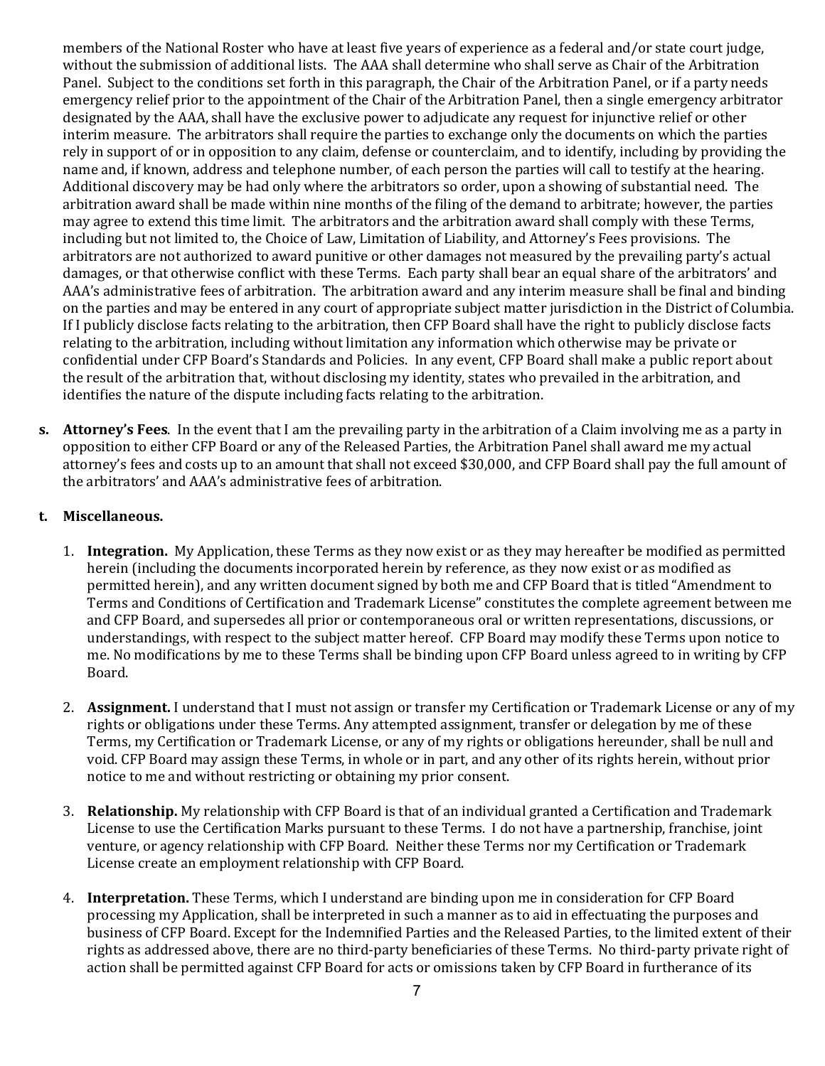members of the National Roster who have at least five years of experience as a federal and/or state court judge, without the submission of additional lists. The AAA shall determine who shall serve as Chair of the Arbitration Panel. Subject to the conditions set forth in this paragraph, the Chair of the Arbitration Panel, or if a party needs emergency relief prior to the appointment of the Chair of the Arbitration Panel, then a single emergency arbitrator designated by the AAA, shall have the exclusive power to adjudicate any request for injunctive relief or other interim measure. The arbitrators shall require the parties to exchange only the documents on which the parties rely in support of or in opposition to any claim, defense or counterclaim, and to identify, including by providing the name and, if known, address and telephone number, of each person the parties will call to testify at the hearing. Additional discovery may be had only where the arbitrators so order, upon a showing of substantial need. The arbitration award shall be made within nine months of the filing of the demand to arbitrate; however, the parties may agree to extend this time limit. The arbitrators and the arbitration award shall comply with these Terms, including but not limited to, the Choice of Law, Limitation of Liability, and Attorney's Fees provisions. The arbitrators are not authorized to award punitive or other damages not measured by the prevailing party's actual damages, or that otherwise conflict with these Terms. Each party shall bear an equal share of the arbitrators' and AAA's administrative fees of arbitration. The arbitration award and any interim measure shall be final and binding on the parties and may be entered in any court of appropriate subject matter jurisdiction in the District of Columbia. If I publicly disclose facts relating to the arbitration, then CFP Board shall have the right to publicly disclose facts relating to the arbitration, including without limitation any information which otherwise may be private or confidential under CFP Board's Standards and Policies. In any event, CFP Board shall make a public report about the result of the arbitration that, without disclosing my identity, states who prevailed in the arbitration, and identifies the nature of the dispute including facts relating to the arbitration.

**s. Attorney's Fees**. In the event that I am the prevailing party in the arbitration of a Claim involving me as a party in opposition to either CFP Board or any of the Released Parties, the Arbitration Panel shall award me my actual attorney's fees and costs up to an amount that shall not exceed $30,000, and CFP Board shall pay the full amount of the arbitrators' and AAA's administrative fees of arbitration.

**t. Miscellaneous.**

1. **Integration.** My Application, these Terms as they now exist or as they may hereafter be modified as permitted herein (including the documents incorporated herein by reference, as they now exist or as modified as permitted herein), and any written document signed by both me and CFP Board that is titled "Amendment to Terms and Conditions of Certification and Trademark License" constitutes the complete agreement between me and CFP Board, and supersedes all prior or contemporaneous oral or written representations, discussions, or understandings, with respect to the subject matter hereof. CFP Board may modify these Terms upon notice to me. No modifications by me to these Terms shall be binding upon CFP Board unless agreed to in writing by CFP Board.

2. **Assignment.** I understand that I must not assign or transfer my Certification or Trademark License or any of my rights or obligations under these Terms. Any attempted assignment, transfer or delegation by me of these Terms, my Certification or Trademark License, or any of my rights or obligations hereunder, shall be null and void. CFP Board may assign these Terms, in whole or in part, and any other of its rights herein, without prior notice to me and without restricting or obtaining my prior consent.

3. **Relationship.** My relationship with CFP Board is that of an individual granted a Certification and Trademark License to use the Certification Marks pursuant to these Terms. I do not have a partnership, franchise, joint venture, or agency relationship with CFP Board. Neither these Terms nor my Certification or Trademark License create an employment relationship with CFP Board.

4. **Interpretation.** These Terms, which I understand are binding upon me in consideration for CFP Board processing my Application, shall be interpreted in such a manner as to aid in effectuating the purposes and business of CFP Board. Except for the Indemnified Parties and the Released Parties, to the limited extent of their rights as addressed above, there are no third-party beneficiaries of these Terms. No third-party private right of action shall be permitted against CFP Board for acts or omissions taken by CFP Board in furtherance of its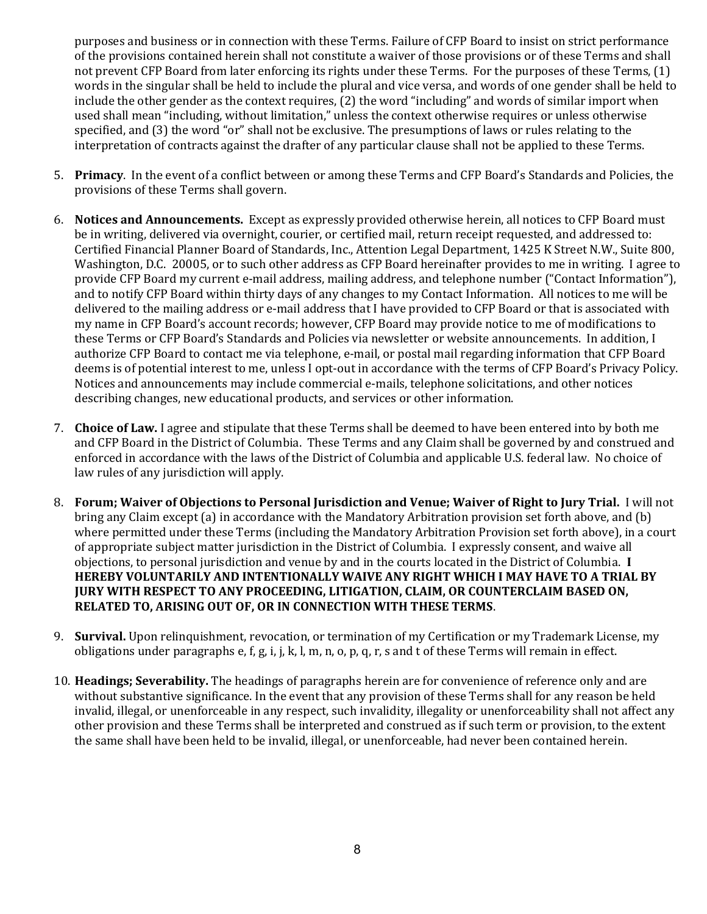purposes and business or in connection with these Terms. Failure of CFP Board to insist on strict performance of the provisions contained herein shall not constitute a waiver of those provisions or of these Terms and shall not prevent CFP Board from later enforcing its rights under these Terms. For the purposes of these Terms, (1) words in the singular shall be held to include the plural and vice versa, and words of one gender shall be held to include the other gender as the context requires, (2) the word "including" and words of similar import when used shall mean "including, without limitation," unless the context otherwise requires or unless otherwise specified, and (3) the word "or" shall not be exclusive. The presumptions of laws or rules relating to the interpretation of contracts against the drafter of any particular clause shall not be applied to these Terms.

5. **Primacy**. In the event of a conflict between or among these Terms and CFP Board's Standards and Policies, the provisions of these Terms shall govern.

6. **Notices and Announcements.** Except as expressly provided otherwise herein, all notices to CFP Board must be in writing, delivered via overnight, courier, or certified mail, return receipt requested, and addressed to: Certified Financial Planner Board of Standards, Inc., Attention Legal Department, 1425 K Street N.W., Suite 800, Washington, D.C. 20005, or to such other address as CFP Board hereinafter provides to me in writing. I agree to provide CFP Board my current e-mail address, mailing address, and telephone number ("Contact Information"), and to notify CFP Board within thirty days of any changes to my Contact Information. All notices to me will be delivered to the mailing address or e-mail address that I have provided to CFP Board or that is associated with my name in CFP Board's account records; however, CFP Board may provide notice to me of modifications to these Terms or CFP Board's Standards and Policies via newsletter or website announcements. In addition, I authorize CFP Board to contact me via telephone, e-mail, or postal mail regarding information that CFP Board deems is of potential interest to me, unless I opt-out in accordance with the terms of CFP Board's Privacy Policy. Notices and announcements may include commercial e-mails, telephone solicitations, and other notices describing changes, new educational products, and services or other information.

7. **Choice of Law.** I agree and stipulate that these Terms shall be deemed to have been entered into by both me and CFP Board in the District of Columbia. These Terms and any Claim shall be governed by and construed and enforced in accordance with the laws of the District of Columbia and applicable U.S. federal law. No choice of law rules of any jurisdiction will apply.

8. **Forum; Waiver of Objections to Personal Jurisdiction and Venue; Waiver of Right to Jury Trial.** I will not bring any Claim except (a) in accordance with the Mandatory Arbitration provision set forth above, and (b) where permitted under these Terms (including the Mandatory Arbitration Provision set forth above), in a court of appropriate subject matter jurisdiction in the District of Columbia. I expressly consent, and waive all objections, to personal jurisdiction and venue by and in the courts located in the District of Columbia. **I HEREBY VOLUNTARILY AND INTENTIONALLY WAIVE ANY RIGHT WHICH I MAY HAVE TO A TRIAL BY JURY WITH RESPECT TO ANY PROCEEDING, LITIGATION, CLAIM, OR COUNTERCLAIM BASED ON, RELATED TO, ARISING OUT OF, OR IN CONNECTION WITH THESE TERMS**.

9. **Survival.** Upon relinquishment, revocation, or termination of my Certification or my Trademark License, my obligations under paragraphs e, f, g, i, j, k, l, m, n, o, p, q, r, s and t of these Terms will remain in effect.

10. **Headings; Severability.** The headings of paragraphs herein are for convenience of reference only and are without substantive significance. In the event that any provision of these Terms shall for any reason be held invalid, illegal, or unenforceable in any respect, such invalidity, illegality or unenforceability shall not affect any other provision and these Terms shall be interpreted and construed as if such term or provision, to the extent the same shall have been held to be invalid, illegal, or unenforceable, had never been contained herein.